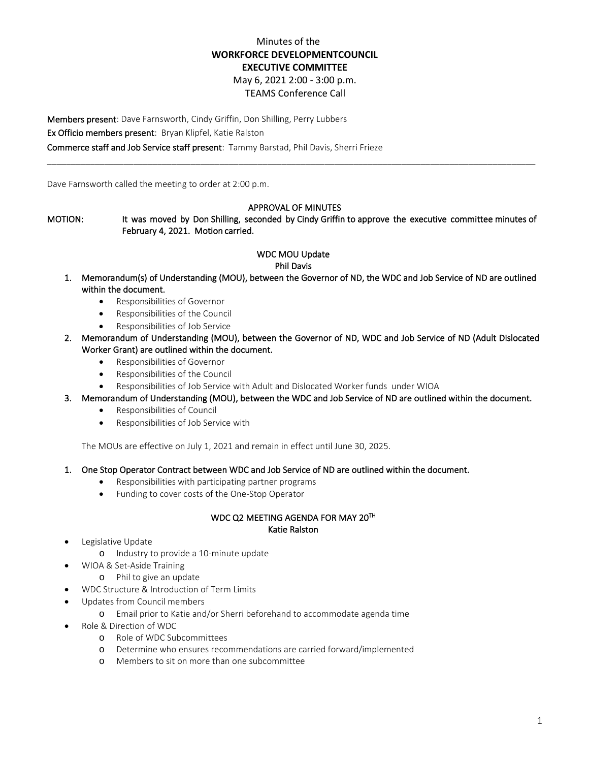Minutes of the

**WORKFORCE DEVELOPMENTCOUNCIL**

**EXECUTIVE COMMITTEE**

May 6, 2021 2:00 - 3:00 p.m.

TEAMS Conference Call

**Members present**: Dave Farnsworth, Cindy Griffin, Don Shilling, Perry Lubbers

**Ex Officio members present**: Bryan Klipfel, Katie Ralston

**Commerce staff and Job Service staff present**: Tammy Barstad, Phil Davis, Sherri Frieze

---

Dave Farnsworth called the meeting to order at 2:00 p.m.

**APPROVAL OF MINUTES**

**MOTION:** It was moved by Don Shilling, seconded by Cindy Griffin to approve the executive committee minutes of February 4, 2021. Motion carried.

**WDC MOU Update**

**Phil Davis**

1. **Memorandum(s) of Understanding (MOU), between the Governor of ND, the WDC and Job Service of ND are outlined within the document.**
   - Responsibilities of Governor
   - Responsibilities of the Council
   - Responsibilities of Job Service
2. **Memorandum of Understanding (MOU), between the Governor of ND, WDC and Job Service of ND (Adult Dislocated Worker Grant) are outlined within the document.**
   - Responsibilities of Governor
   - Responsibilities of the Council
   - Responsibilities of Job Service with Adult and Dislocated Worker funds under WIOA
3. **Memorandum of Understanding (MOU), between the WDC and Job Service of ND are outlined within the document.**
   - Responsibilities of Council
   - Responsibilities of Job Service with

   The MOUs are effective on July 1, 2021 and remain in effect until June 30, 2025.

1. **One Stop Operator Contract between WDC and Job Service of ND are outlined within the document.**
   - Responsibilities with participating partner programs
   - Funding to cover costs of the One-Stop Operator

**WDC Q2 MEETING AGENDA FOR MAY 20TH**

**Katie Ralston**

- Legislative Update
  - Industry to provide a 10-minute update
- WIOA & Set-Aside Training
  - Phil to give an update
- WDC Structure & Introduction of Term Limits
- Updates from Council members
  - Email prior to Katie and/or Sherri beforehand to accommodate agenda time
- Role & Direction of WDC
  - Role of WDC Subcommittees
  - Determine who ensures recommendations are carried forward/implemented
  - Members to sit on more than one subcommittee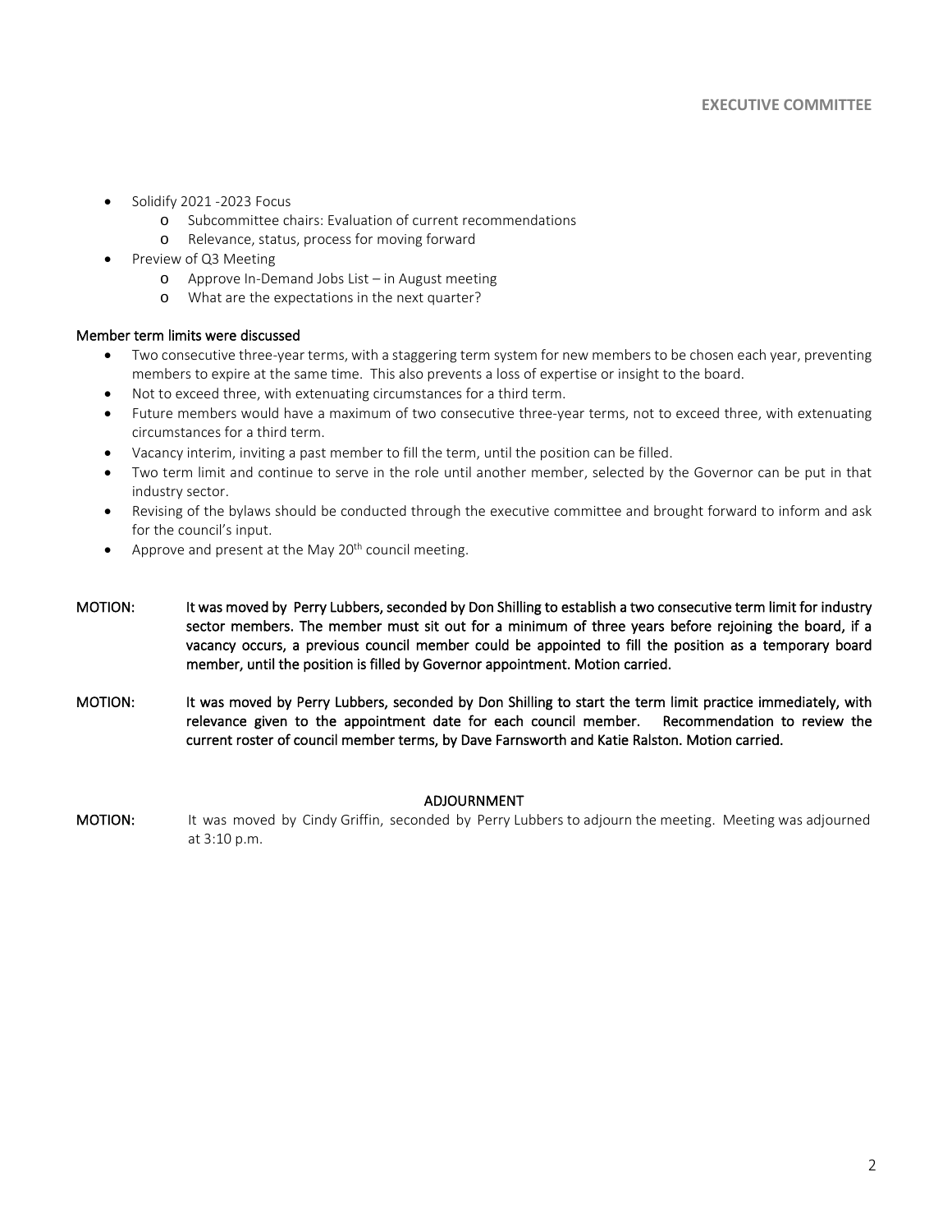- Solidify 2021 -2023 Focus
  - Subcommittee chairs: Evaluation of current recommendations
  - Relevance, status, process for moving forward
- Preview of Q3 Meeting
  - Approve In-Demand Jobs List – in August meeting
  - What are the expectations in the next quarter?

Member term limits were discussed

- Two consecutive three-year terms, with a staggering term system for new members to be chosen each year, preventing members to expire at the same time. This also prevents a loss of expertise or insight to the board.
- Not to exceed three, with extenuating circumstances for a third term.
- Future members would have a maximum of two consecutive three-year terms, not to exceed three, with extenuating circumstances for a third term.
- Vacancy interim, inviting a past member to fill the term, until the position can be filled.
- Two term limit and continue to serve in the role until another member, selected by the Governor can be put in that industry sector.
- Revising of the bylaws should be conducted through the executive committee and brought forward to inform and ask for the council's input.
- Approve and present at the May 20th council meeting.

**MOTION:** It was moved by Perry Lubbers, seconded by Don Shilling to establish a two consecutive term limit for industry sector members. The member must sit out for a minimum of three years before rejoining the board, if a vacancy occurs, a previous council member could be appointed to fill the position as a temporary board member, until the position is filled by Governor appointment. Motion carried.

**MOTION:** It was moved by Perry Lubbers, seconded by Don Shilling to start the term limit practice immediately, with relevance given to the appointment date for each council member. Recommendation to review the current roster of council member terms, by Dave Farnsworth and Katie Ralston. Motion carried.

## ADJOURNMENT

**MOTION:** It was moved by Cindy Griffin, seconded by Perry Lubbers to adjourn the meeting. Meeting was adjourned at 3:10 p.m.